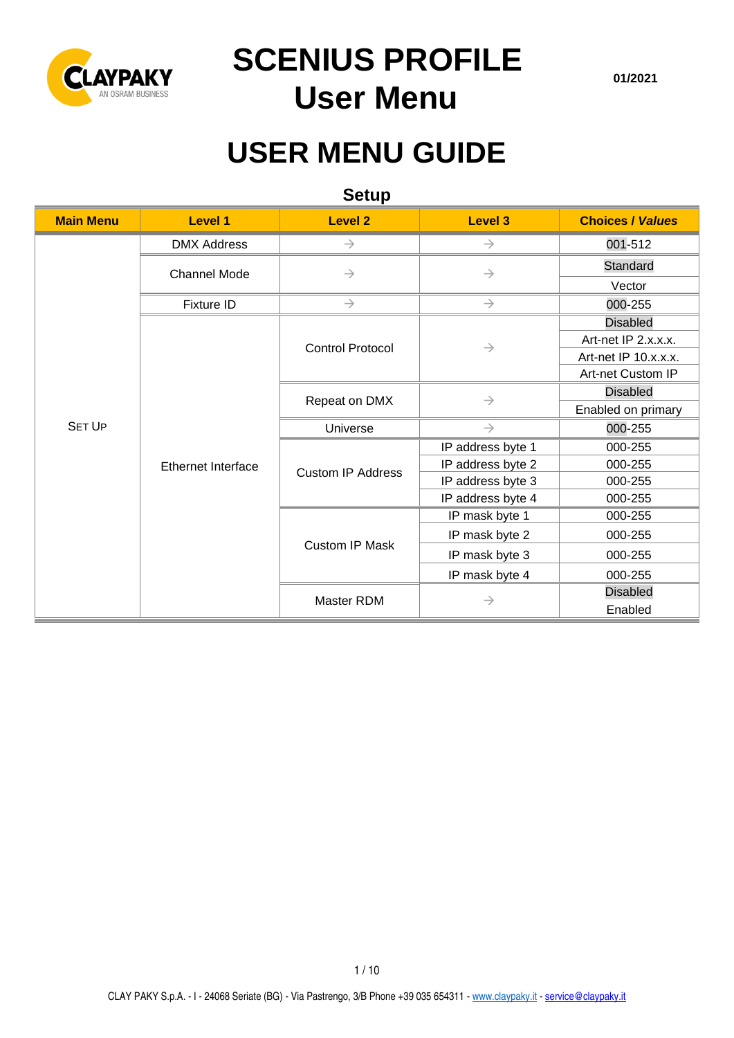# SCENIUS PROFILE
# User Menu

01/2021

# USER MENU GUIDE

## Setup

| Main Menu | Level 1 | Level 2 | Level 3 | Choices / *Values* |
|---|---|---|---|---|
| SET UP | DMX Address | → | → | 001-512 |
| | Channel Mode | → | → | Standard |
| | | | | Vector |
| | Fixture ID | → | → | 000-255 |
| | Ethernet Interface | Control Protocol | → | Disabled |
| | | | | Art-net IP 2.x.x.x. |
| | | | | Art-net IP 10.x.x.x. |
| | | | | Art-net Custom IP |
| | | Repeat on DMX | → | Disabled |
| | | | | Enabled on primary |
| | | Universe | → | 000-255 |
| | | Custom IP Address | IP address byte 1 | 000-255 |
| | | | IP address byte 2 | 000-255 |
| | | | IP address byte 3 | 000-255 |
| | | | IP address byte 4 | 000-255 |
| | | Custom IP Mask | IP mask byte 1 | 000-255 |
| | | | IP mask byte 2 | 000-255 |
| | | | IP mask byte 3 | 000-255 |
| | | | IP mask byte 4 | 000-255 |
| | | Master RDM | → | Disabled |
| | | | | Enabled |

CLAY PAKY S.p.A. - I - 24068 Seriate (BG) - Via Pastrengo, 3/B Phone +39 035 654311 - www.claypaky.it - service@claypaky.it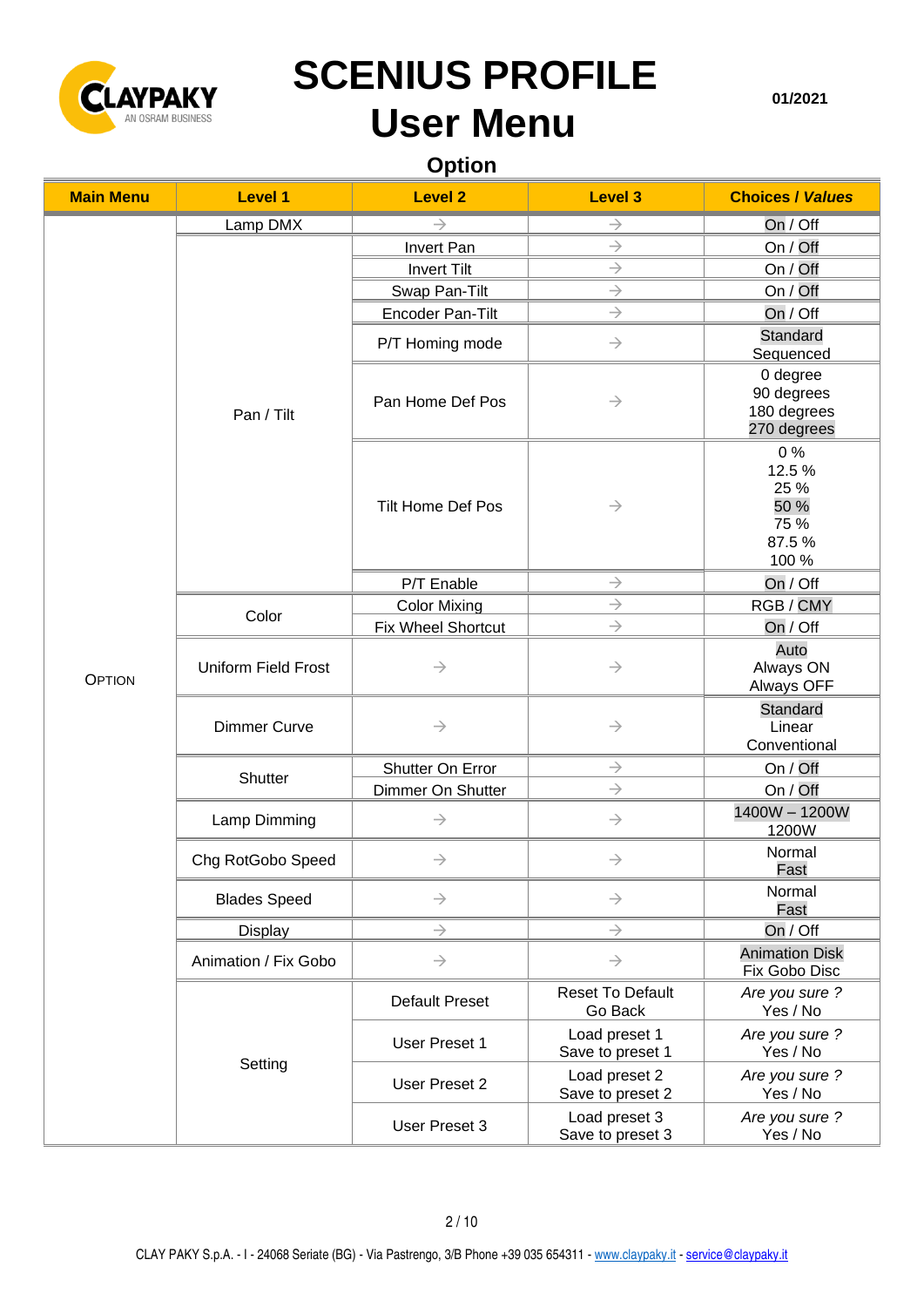# SCENIUS PROFILE
# User Menu

01/2021

## Option

| Main Menu | Level 1 | Level 2 | Level 3 | Choices / *Values* |
|---|---|---|---|---|
| OPTION | Lamp DMX | → | → | On / Off |
| | Pan / Tilt | Invert Pan | → | On / Off |
| | | Invert Tilt | → | On / Off |
| | | Swap Pan-Tilt | → | On / Off |
| | | Encoder Pan-Tilt | → | On / Off |
| | | P/T Homing mode | → | Standard<br>Sequenced |
| | | Pan Home Def Pos | → | 0 degree<br>90 degrees<br>180 degrees<br>270 degrees |
| | | Tilt Home Def Pos | → | 0 %<br>12.5 %<br>25 %<br>50 %<br>75 %<br>87.5 %<br>100 % |
| | | P/T Enable | → | On / Off |
| | Color | Color Mixing | → | RGB / CMY |
| | | Fix Wheel Shortcut | → | On / Off |
| | Uniform Field Frost | → | → | Auto<br>Always ON<br>Always OFF |
| | Dimmer Curve | → | → | Standard<br>Linear<br>Conventional |
| | Shutter | Shutter On Error | → | On / Off |
| | | Dimmer On Shutter | → | On / Off |
| | Lamp Dimming | → | → | 1400W – 1200W<br>1200W |
| | Chg RotGobo Speed | → | → | Normal<br>Fast |
| | Blades Speed | → | → | Normal<br>Fast |
| | Display | → | → | On / Off |
| | Animation / Fix Gobo | → | → | Animation Disk<br>Fix Gobo Disc |
| | Setting | Default Preset | Reset To Default<br>Go Back | *Are you sure ?*<br>Yes / No |
| | | User Preset 1 | Load preset 1<br>Save to preset 1 | *Are you sure ?*<br>Yes / No |
| | | User Preset 2 | Load preset 2<br>Save to preset 2 | *Are you sure ?*<br>Yes / No |
| | | User Preset 3 | Load preset 3<br>Save to preset 3 | *Are you sure ?*<br>Yes / No |

CLAY PAKY S.p.A. - I - 24068 Seriate (BG) - Via Pastrengo, 3/B Phone +39 035 654311 - www.claypaky.it - service@claypaky.it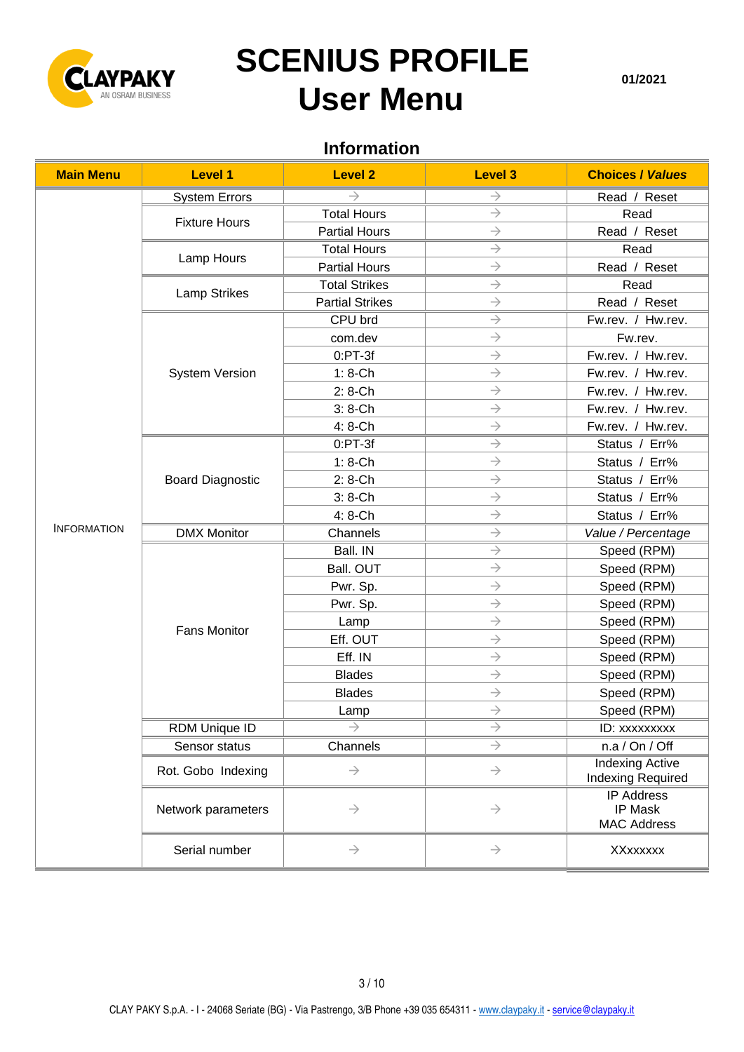# SCENIUS PROFILE
# User Menu

01/2021

## Information

| Main Menu | Level 1 | Level 2 | Level 3 | Choices / *Values* |
|---|---|---|---|---|
| INFORMATION | System Errors | → | → | Read / Reset |
| | Fixture Hours | Total Hours | → | Read |
| | | Partial Hours | → | Read / Reset |
| | Lamp Hours | Total Hours | → | Read |
| | | Partial Hours | → | Read / Reset |
| | Lamp Strikes | Total Strikes | → | Read |
| | | Partial Strikes | → | Read / Reset |
| | System Version | CPU brd | → | Fw.rev. / Hw.rev. |
| | | com.dev | → | Fw.rev. |
| | | 0:PT-3f | → | Fw.rev. / Hw.rev. |
| | | 1: 8-Ch | → | Fw.rev. / Hw.rev. |
| | | 2: 8-Ch | → | Fw.rev. / Hw.rev. |
| | | 3: 8-Ch | → | Fw.rev. / Hw.rev. |
| | | 4: 8-Ch | → | Fw.rev. / Hw.rev. |
| | Board Diagnostic | 0:PT-3f | → | Status / Err% |
| | | 1: 8-Ch | → | Status / Err% |
| | | 2: 8-Ch | → | Status / Err% |
| | | 3: 8-Ch | → | Status / Err% |
| | | 4: 8-Ch | → | Status / Err% |
| | DMX Monitor | Channels | → | *Value / Percentage* |
| | Fans Monitor | Ball. IN | → | Speed (RPM) |
| | | Ball. OUT | → | Speed (RPM) |
| | | Pwr. Sp. | → | Speed (RPM) |
| | | Pwr. Sp. | → | Speed (RPM) |
| | | Lamp | → | Speed (RPM) |
| | | Eff. OUT | → | Speed (RPM) |
| | | Eff. IN | → | Speed (RPM) |
| | | Blades | → | Speed (RPM) |
| | | Blades | → | Speed (RPM) |
| | | Lamp | → | Speed (RPM) |
| | RDM Unique ID | → | → | ID: xxxxxxxxx |
| | Sensor status | Channels | → | n.a / On / Off |
| | Rot. Gobo Indexing | → | → | Indexing Active<br>Indexing Required |
| | Network parameters | → | → | IP Address<br>IP Mask<br>MAC Address |
| | Serial number | → | → | XXxxxxxx |

CLAY PAKY S.p.A. - I - 24068 Seriate (BG) - Via Pastrengo, 3/B Phone +39 035 654311 - www.claypaky.it - service@claypaky.it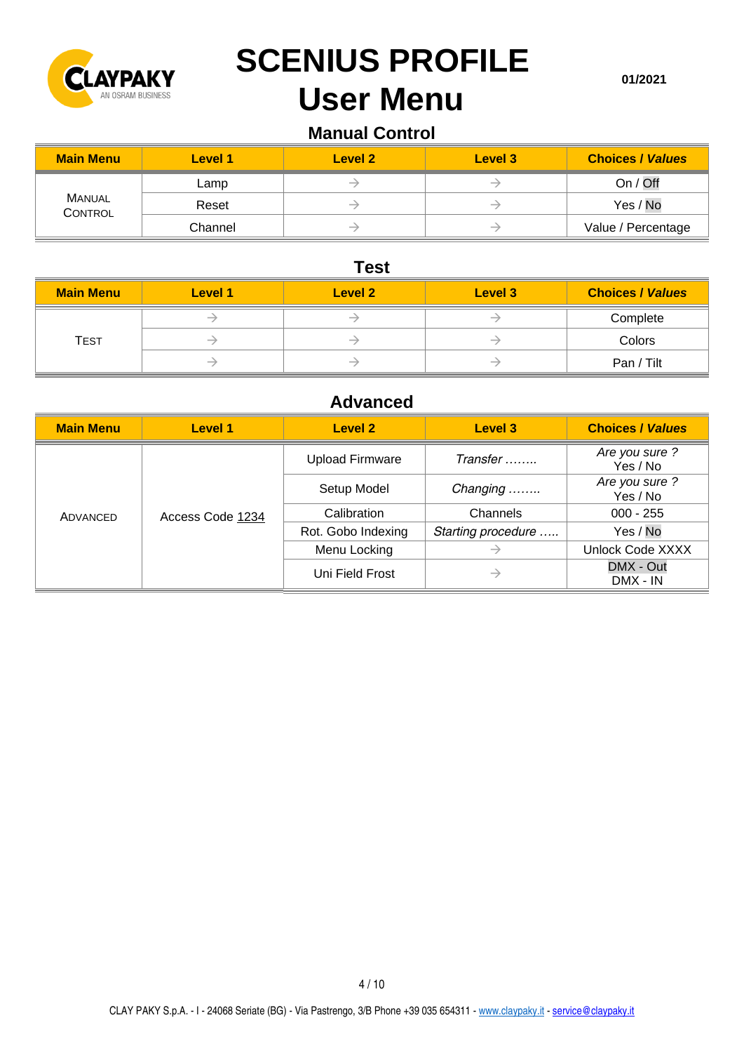# SCENIUS PROFILE
# User Menu

01/2021

## Manual Control

| Main Menu | Level 1 | Level 2 | Level 3 | Choices / *Values* |
|---|---|---|---|---|
| MANUAL CONTROL | Lamp | → | → | On / Off |
| | Reset | → | → | Yes / No |
| | Channel | → | → | Value / Percentage |

## Test

| Main Menu | Level 1 | Level 2 | Level 3 | Choices / *Values* |
|---|---|---|---|---|
| TEST | → | → | → | Complete |
| | → | → | → | Colors |
| | → | → | → | Pan / Tilt |

## Advanced

| Main Menu | Level 1 | Level 2 | Level 3 | Choices / *Values* |
|---|---|---|---|---|
| ADVANCED | Access Code 1234 | Upload Firmware | *Transfer ……..* | *Are you sure ?* Yes / No |
| | | Setup Model | *Changing ……..* | *Are you sure ?* Yes / No |
| | | Calibration | Channels | 000 - 255 |
| | | Rot. Gobo Indexing | *Starting procedure …..* | Yes / No |
| | | Menu Locking | → | Unlock Code XXXX |
| | | Uni Field Frost | → | DMX - Out DMX - IN |

CLAY PAKY S.p.A. - I - 24068 Seriate (BG) - Via Pastrengo, 3/B Phone +39 035 654311 - www.claypaky.it - service@claypaky.it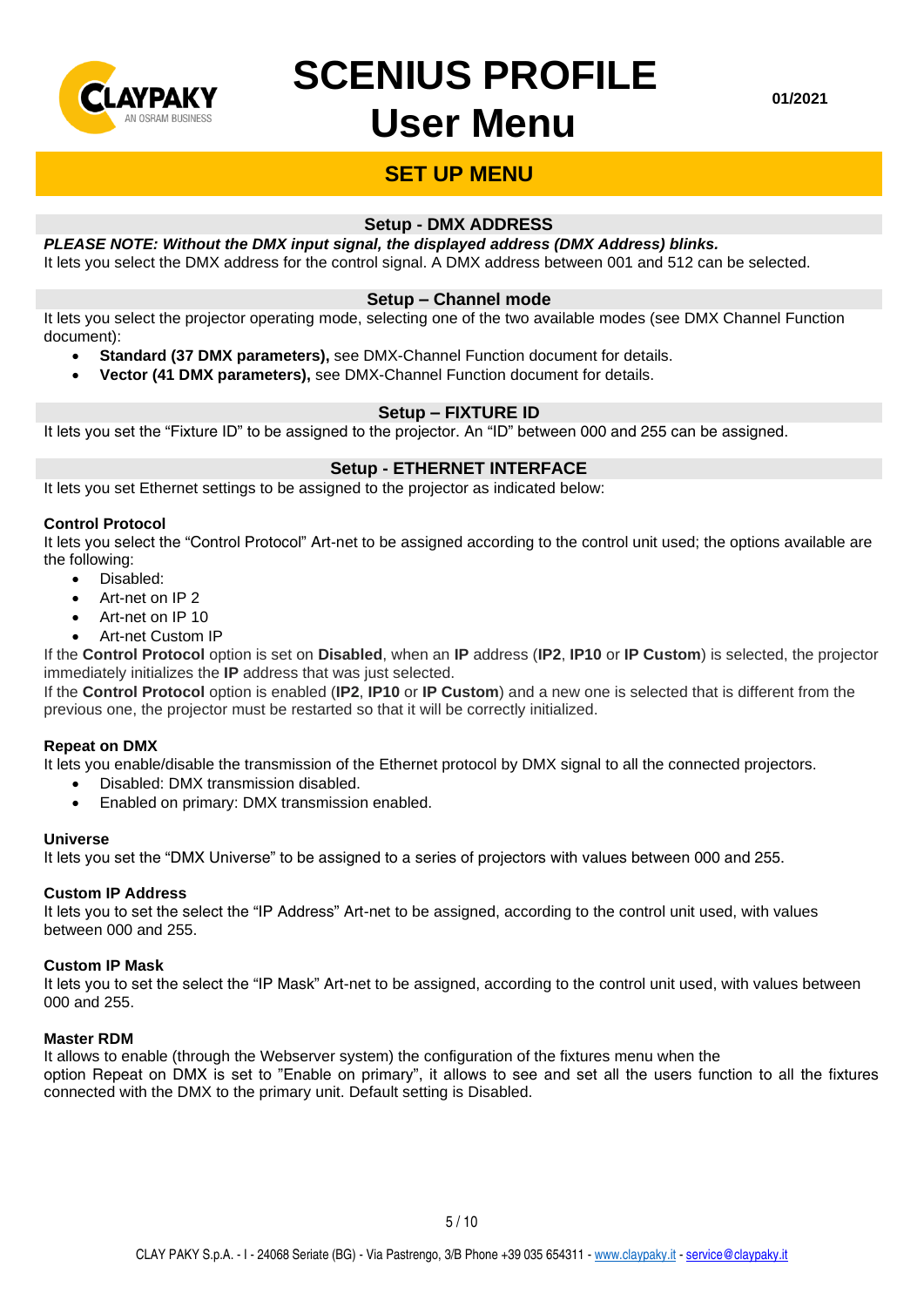# SCENIUS PROFILE
# User Menu

01/2021

## SET UP MENU

### Setup - DMX ADDRESS

***PLEASE NOTE: Without the DMX input signal, the displayed address (DMX Address) blinks.***

It lets you select the DMX address for the control signal. A DMX address between 001 and 512 can be selected.

### Setup – Channel mode

It lets you select the projector operating mode, selecting one of the two available modes (see DMX Channel Function document):

- **Standard (37 DMX parameters),** see DMX-Channel Function document for details.
- **Vector (41 DMX parameters),** see DMX-Channel Function document for details.

### Setup – FIXTURE ID

It lets you set the "Fixture ID" to be assigned to the projector. An "ID" between 000 and 255 can be assigned.

### Setup - ETHERNET INTERFACE

It lets you set Ethernet settings to be assigned to the projector as indicated below:

**Control Protocol**

It lets you select the "Control Protocol" Art-net to be assigned according to the control unit used; the options available are the following:

- Disabled:
- Art-net on IP 2
- Art-net on IP 10
- Art-net Custom IP

If the **Control Protocol** option is set on **Disabled**, when an **IP** address (**IP2**, **IP10** or **IP Custom**) is selected, the projector immediately initializes the **IP** address that was just selected.

If the **Control Protocol** option is enabled (**IP2**, **IP10** or **IP Custom**) and a new one is selected that is different from the previous one, the projector must be restarted so that it will be correctly initialized.

**Repeat on DMX**

It lets you enable/disable the transmission of the Ethernet protocol by DMX signal to all the connected projectors.

- Disabled: DMX transmission disabled.
- Enabled on primary: DMX transmission enabled.

**Universe**

It lets you set the "DMX Universe" to be assigned to a series of projectors with values between 000 and 255.

**Custom IP Address**

It lets you to set the select the "IP Address" Art-net to be assigned, according to the control unit used, with values between 000 and 255.

**Custom IP Mask**

It lets you to set the select the "IP Mask" Art-net to be assigned, according to the control unit used, with values between 000 and 255.

**Master RDM**

It allows to enable (through the Webserver system) the configuration of the fixtures menu when the option Repeat on DMX is set to "Enable on primary", it allows to see and set all the users function to all the fixtures connected with the DMX to the primary unit. Default setting is Disabled.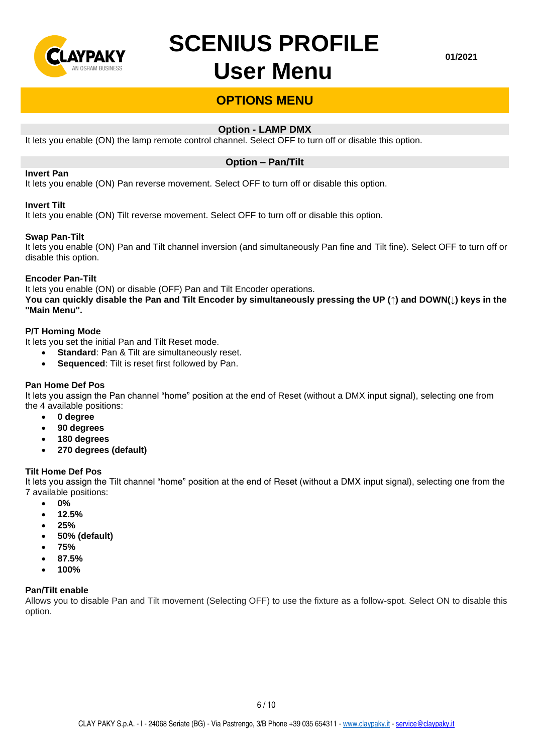## OPTIONS MENU

### Option - LAMP DMX

It lets you enable (ON) the lamp remote control channel. Select OFF to turn off or disable this option.

### Option – Pan/Tilt

**Invert Pan**
It lets you enable (ON) Pan reverse movement. Select OFF to turn off or disable this option.

**Invert Tilt**
It lets you enable (ON) Tilt reverse movement. Select OFF to turn off or disable this option.

**Swap Pan-Tilt**
It lets you enable (ON) Pan and Tilt channel inversion (and simultaneously Pan fine and Tilt fine). Select OFF to turn off or disable this option.

**Encoder Pan-Tilt**
It lets you enable (ON) or disable (OFF) Pan and Tilt Encoder operations.
**You can quickly disable the Pan and Tilt Encoder by simultaneously pressing the UP (↑) and DOWN(↓) keys in the "Main Menu".**

**P/T Homing Mode**
It lets you set the initial Pan and Tilt Reset mode.

- **Standard**: Pan & Tilt are simultaneously reset.
- **Sequenced**: Tilt is reset first followed by Pan.

**Pan Home Def Pos**
It lets you assign the Pan channel "home" position at the end of Reset (without a DMX input signal), selecting one from the 4 available positions:

- **0 degree**
- **90 degrees**
- **180 degrees**
- **270 degrees (default)**

**Tilt Home Def Pos**
It lets you assign the Tilt channel "home" position at the end of Reset (without a DMX input signal), selecting one from the 7 available positions:

- **0%**
- **12.5%**
- **25%**
- **50% (default)**
- **75%**
- **87.5%**
- **100%**

**Pan/Tilt enable**
Allows you to disable Pan and Tilt movement (Selecting OFF) to use the fixture as a follow-spot. Select ON to disable this option.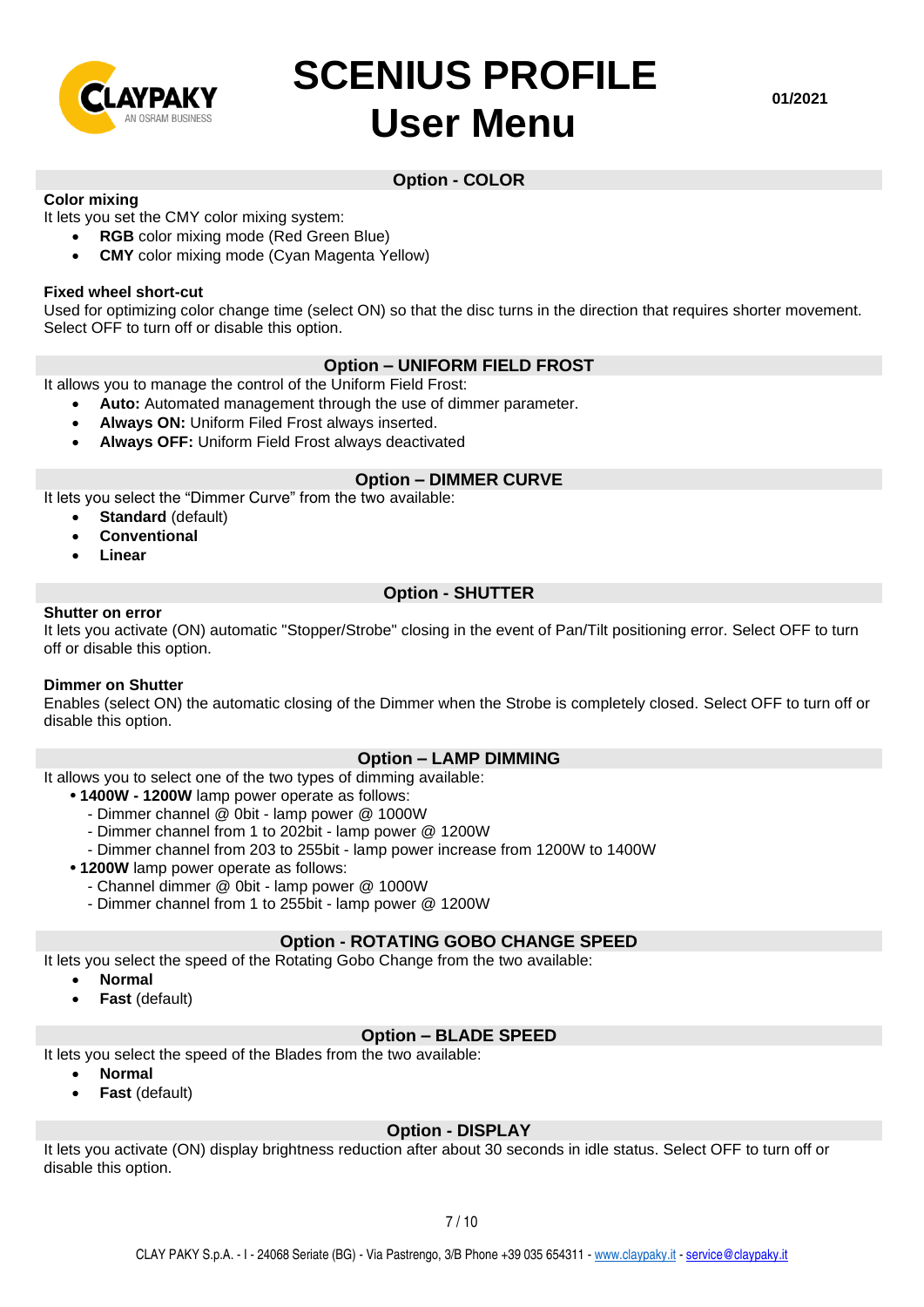## Option - COLOR

**Color mixing**
It lets you set the CMY color mixing system:

- **RGB** color mixing mode (Red Green Blue)
- **CMY** color mixing mode (Cyan Magenta Yellow)

**Fixed wheel short-cut**
Used for optimizing color change time (select ON) so that the disc turns in the direction that requires shorter movement. Select OFF to turn off or disable this option.

## Option – UNIFORM FIELD FROST

It allows you to manage the control of the Uniform Field Frost:

- **Auto:** Automated management through the use of dimmer parameter.
- **Always ON:** Uniform Filed Frost always inserted.
- **Always OFF:** Uniform Field Frost always deactivated

## Option – DIMMER CURVE

It lets you select the "Dimmer Curve" from the two available:

- **Standard** (default)
- **Conventional**
- **Linear**

## Option - SHUTTER

**Shutter on error**
It lets you activate (ON) automatic "Stopper/Strobe" closing in the event of Pan/Tilt positioning error. Select OFF to turn off or disable this option.

**Dimmer on Shutter**
Enables (select ON) the automatic closing of the Dimmer when the Strobe is completely closed. Select OFF to turn off or disable this option.

## Option – LAMP DIMMING

It allows you to select one of the two types of dimming available:

- **1400W - 1200W** lamp power operate as follows:
  - Dimmer channel @ 0bit - lamp power @ 1000W
  - Dimmer channel from 1 to 202bit - lamp power @ 1200W
  - Dimmer channel from 203 to 255bit - lamp power increase from 1200W to 1400W
- **1200W** lamp power operate as follows:
  - Channel dimmer @ 0bit - lamp power @ 1000W
  - Dimmer channel from 1 to 255bit - lamp power @ 1200W

## Option - ROTATING GOBO CHANGE SPEED

It lets you select the speed of the Rotating Gobo Change from the two available:

- **Normal**
- **Fast** (default)

## Option – BLADE SPEED

It lets you select the speed of the Blades from the two available:

- **Normal**
- **Fast** (default)

## Option - DISPLAY

It lets you activate (ON) display brightness reduction after about 30 seconds in idle status. Select OFF to turn off or disable this option.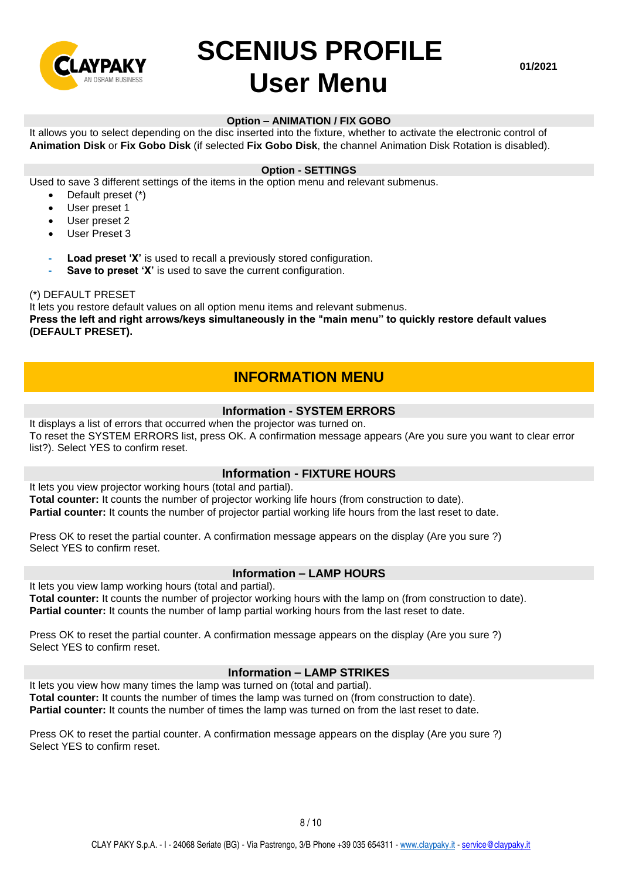### Option – ANIMATION / FIX GOBO

It allows you to select depending on the disc inserted into the fixture, whether to activate the electronic control of **Animation Disk** or **Fix Gobo Disk** (if selected **Fix Gobo Disk**, the channel Animation Disk Rotation is disabled).

### Option - SETTINGS

Used to save 3 different settings of the items in the option menu and relevant submenus.

- Default preset (*)
- User preset 1
- User preset 2
- User Preset 3

- **Load preset 'X'** is used to recall a previously stored configuration.
- **Save to preset 'X'** is used to save the current configuration.

(*) DEFAULT PRESET
It lets you restore default values on all option menu items and relevant submenus.
**Press the left and right arrows/keys simultaneously in the "main menu" to quickly restore default values (DEFAULT PRESET).**

## INFORMATION MENU

### Information - SYSTEM ERRORS

It displays a list of errors that occurred when the projector was turned on.
To reset the SYSTEM ERRORS list, press OK. A confirmation message appears (Are you sure you want to clear error list?). Select YES to confirm reset.

### Information - FIXTURE HOURS

It lets you view projector working hours (total and partial).
**Total counter:** It counts the number of projector working life hours (from construction to date).
**Partial counter:** It counts the number of projector partial working life hours from the last reset to date.

Press OK to reset the partial counter. A confirmation message appears on the display (Are you sure ?)
Select YES to confirm reset.

### Information – LAMP HOURS

It lets you view lamp working hours (total and partial).
**Total counter:** It counts the number of projector working hours with the lamp on (from construction to date).
**Partial counter:** It counts the number of lamp partial working hours from the last reset to date.

Press OK to reset the partial counter. A confirmation message appears on the display (Are you sure ?)
Select YES to confirm reset.

### Information – LAMP STRIKES

It lets you view how many times the lamp was turned on (total and partial).
**Total counter:** It counts the number of times the lamp was turned on (from construction to date).
**Partial counter:** It counts the number of times the lamp was turned on from the last reset to date.

Press OK to reset the partial counter. A confirmation message appears on the display (Are you sure ?)
Select YES to confirm reset.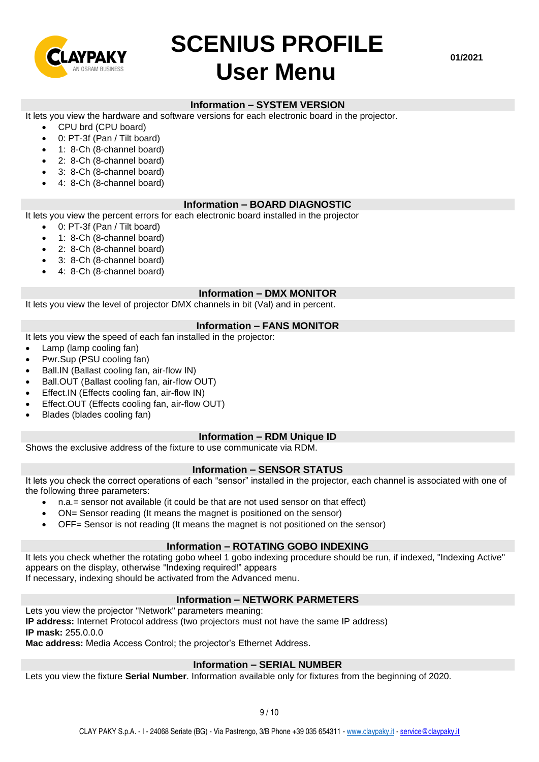## Information – SYSTEM VERSION

It lets you view the hardware and software versions for each electronic board in the projector.

- CPU brd (CPU board)
- 0: PT-3f (Pan / Tilt board)
- 1: 8-Ch (8-channel board)
- 2: 8-Ch (8-channel board)
- 3: 8-Ch (8-channel board)
- 4: 8-Ch (8-channel board)

## Information – BOARD DIAGNOSTIC

It lets you view the percent errors for each electronic board installed in the projector

- 0: PT-3f (Pan / Tilt board)
- 1: 8-Ch (8-channel board)
- 2: 8-Ch (8-channel board)
- 3: 8-Ch (8-channel board)
- 4: 8-Ch (8-channel board)

## Information – DMX MONITOR

It lets you view the level of projector DMX channels in bit (Val) and in percent.

## Information – FANS MONITOR

It lets you view the speed of each fan installed in the projector:

- Lamp (lamp cooling fan)
- Pwr.Sup (PSU cooling fan)
- Ball.IN (Ballast cooling fan, air-flow IN)
- Ball.OUT (Ballast cooling fan, air-flow OUT)
- Effect.IN (Effects cooling fan, air-flow IN)
- Effect.OUT (Effects cooling fan, air-flow OUT)
- Blades (blades cooling fan)

## Information – RDM Unique ID

Shows the exclusive address of the fixture to use communicate via RDM.

## Information – SENSOR STATUS

It lets you check the correct operations of each "sensor" installed in the projector, each channel is associated with one of the following three parameters:

- n.a.= sensor not available (it could be that are not used sensor on that effect)
- ON= Sensor reading (It means the magnet is positioned on the sensor)
- OFF= Sensor is not reading (It means the magnet is not positioned on the sensor)

## Information – ROTATING GOBO INDEXING

It lets you check whether the rotating gobo wheel 1 gobo indexing procedure should be run, if indexed, "Indexing Active" appears on the display, otherwise "Indexing required!" appears
If necessary, indexing should be activated from the Advanced menu.

## Information – NETWORK PARMETERS

Lets you view the projector "Network" parameters meaning:
**IP address:** Internet Protocol address (two projectors must not have the same IP address)
**IP mask:** 255.0.0.0
**Mac address:** Media Access Control; the projector's Ethernet Address.

## Information – SERIAL NUMBER

Lets you view the fixture **Serial Number**. Information available only for fixtures from the beginning of 2020.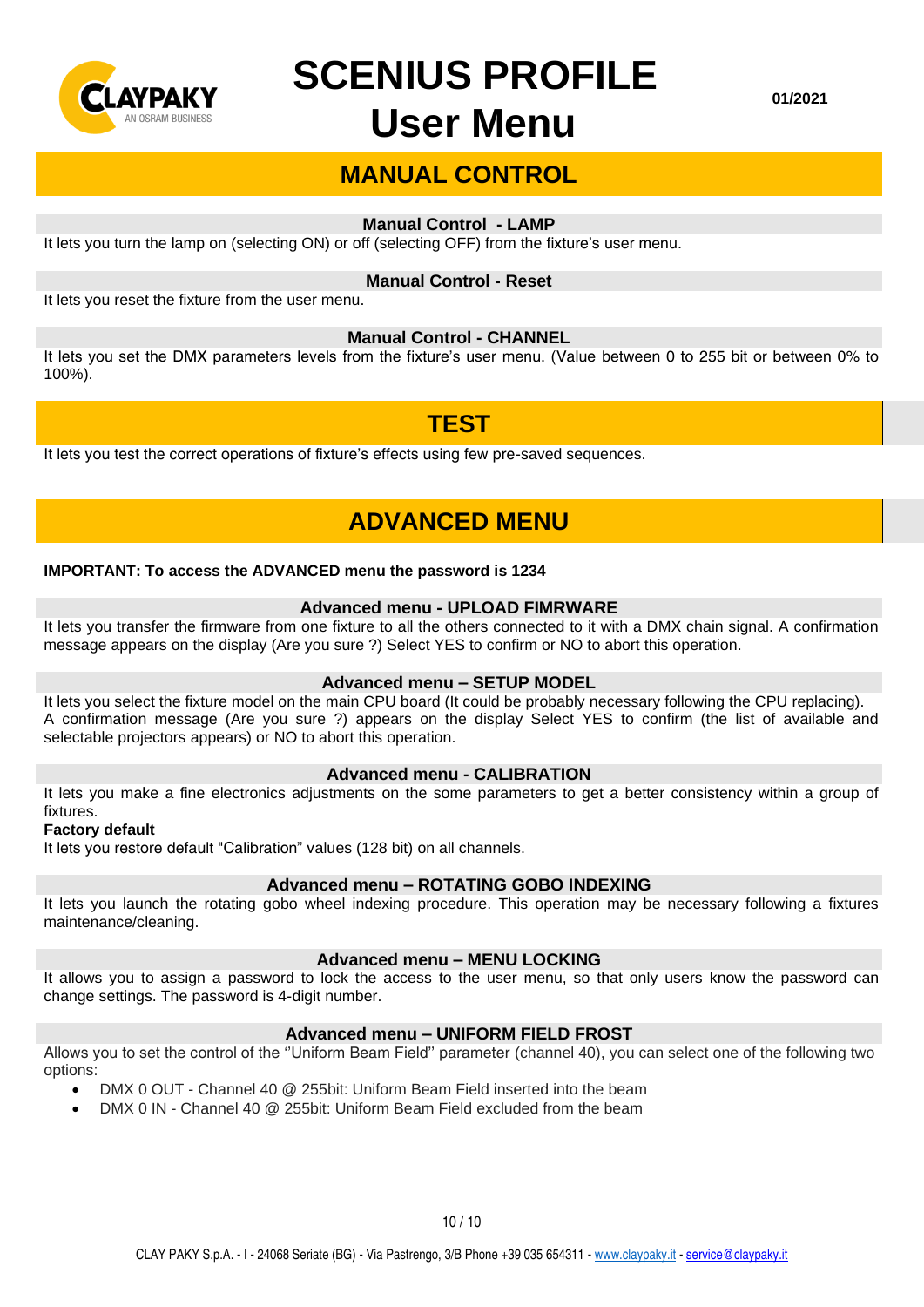## MANUAL CONTROL

### Manual Control - LAMP

It lets you turn the lamp on (selecting ON) or off (selecting OFF) from the fixture's user menu.

### Manual Control - Reset

It lets you reset the fixture from the user menu.

### Manual Control - CHANNEL

It lets you set the DMX parameters levels from the fixture's user menu. (Value between 0 to 255 bit or between 0% to 100%).

## TEST

It lets you test the correct operations of fixture's effects using few pre-saved sequences.

## ADVANCED MENU

**IMPORTANT: To access the ADVANCED menu the password is 1234**

### Advanced menu - UPLOAD FIMRWARE

It lets you transfer the firmware from one fixture to all the others connected to it with a DMX chain signal. A confirmation message appears on the display (Are you sure ?) Select YES to confirm or NO to abort this operation.

### Advanced menu – SETUP MODEL

It lets you select the fixture model on the main CPU board (It could be probably necessary following the CPU replacing). A confirmation message (Are you sure ?) appears on the display Select YES to confirm (the list of available and selectable projectors appears) or NO to abort this operation.

### Advanced menu - CALIBRATION

It lets you make a fine electronics adjustments on the some parameters to get a better consistency within a group of fixtures.

**Factory default**

It lets you restore default "Calibration" values (128 bit) on all channels.

### Advanced menu – ROTATING GOBO INDEXING

It lets you launch the rotating gobo wheel indexing procedure. This operation may be necessary following a fixtures maintenance/cleaning.

### Advanced menu – MENU LOCKING

It allows you to assign a password to lock the access to the user menu, so that only users know the password can change settings. The password is 4-digit number.

### Advanced menu – UNIFORM FIELD FROST

Allows you to set the control of the ''Uniform Beam Field'' parameter (channel 40), you can select one of the following two options:

- DMX 0 OUT - Channel 40 @ 255bit: Uniform Beam Field inserted into the beam
- DMX 0 IN - Channel 40 @ 255bit: Uniform Beam Field excluded from the beam